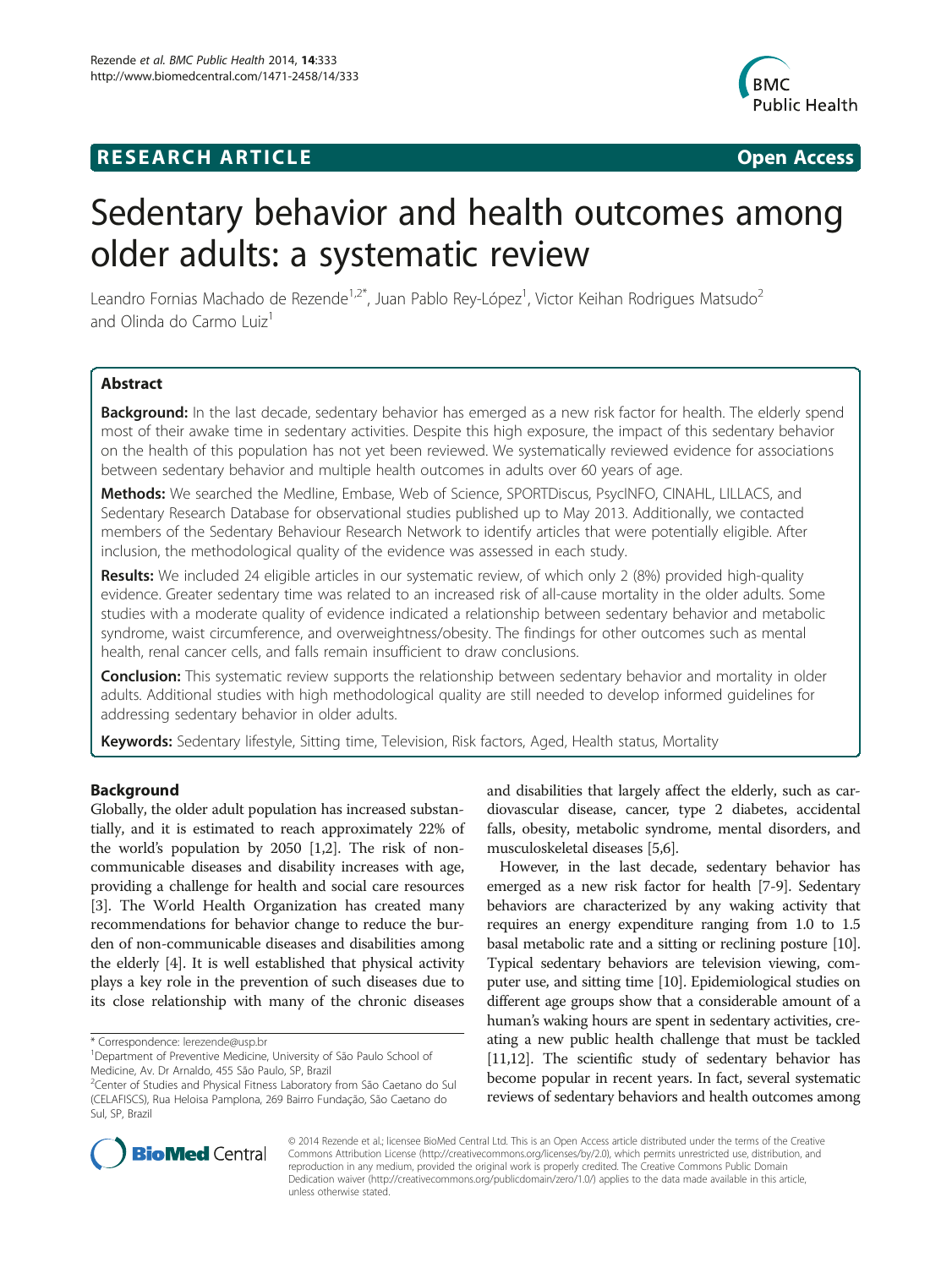**RESEARCH ARTICLE** **Open Access**

# Sedentary behavior and health outcomes among older adults: a systematic review

Leandro Fornias Machado de Rezende[1,2*], Juan Pablo Rey-López[1], Victor Keihan Rodrigues Matsudo[2] and Olinda do Carmo Luiz[1]

## Abstract

**Background:** In the last decade, sedentary behavior has emerged as a new risk factor for health. The elderly spend most of their awake time in sedentary activities. Despite this high exposure, the impact of this sedentary behavior on the health of this population has not yet been reviewed. We systematically reviewed evidence for associations between sedentary behavior and multiple health outcomes in adults over 60 years of age.

**Methods:** We searched the Medline, Embase, Web of Science, SPORTDiscus, PsycINFO, CINAHL, LILLACS, and Sedentary Research Database for observational studies published up to May 2013. Additionally, we contacted members of the Sedentary Behaviour Research Network to identify articles that were potentially eligible. After inclusion, the methodological quality of the evidence was assessed in each study.

**Results:** We included 24 eligible articles in our systematic review, of which only 2 (8%) provided high-quality evidence. Greater sedentary time was related to an increased risk of all-cause mortality in the older adults. Some studies with a moderate quality of evidence indicated a relationship between sedentary behavior and metabolic syndrome, waist circumference, and overweightness/obesity. The findings for other outcomes such as mental health, renal cancer cells, and falls remain insufficient to draw conclusions.

**Conclusion:** This systematic review supports the relationship between sedentary behavior and mortality in older adults. Additional studies with high methodological quality are still needed to develop informed guidelines for addressing sedentary behavior in older adults.

**Keywords:** Sedentary lifestyle, Sitting time, Television, Risk factors, Aged, Health status, Mortality

## Background

Globally, the older adult population has increased substantially, and it is estimated to reach approximately 22% of the world's population by 2050 [1,2]. The risk of non-communicable diseases and disability increases with age, providing a challenge for health and social care resources [3]. The World Health Organization has created many recommendations for behavior change to reduce the burden of non-communicable diseases and disabilities among the elderly [4]. It is well established that physical activity plays a key role in the prevention of such diseases due to its close relationship with many of the chronic diseases and disabilities that largely affect the elderly, such as cardiovascular disease, cancer, type 2 diabetes, accidental falls, obesity, metabolic syndrome, mental disorders, and musculoskeletal diseases [5,6].

However, in the last decade, sedentary behavior has emerged as a new risk factor for health [7-9]. Sedentary behaviors are characterized by any waking activity that requires an energy expenditure ranging from 1.0 to 1.5 basal metabolic rate and a sitting or reclining posture [10]. Typical sedentary behaviors are television viewing, computer use, and sitting time [10]. Epidemiological studies on different age groups show that a considerable amount of a human's waking hours are spent in sedentary activities, creating a new public health challenge that must be tackled [11,12]. The scientific study of sedentary behavior has become popular in recent years. In fact, several systematic reviews of sedentary behaviors and health outcomes among

\* Correspondence: lerezende@usp.br
[1]Department of Preventive Medicine, University of São Paulo School of Medicine, Av. Dr Arnaldo, 455 São Paulo, SP, Brazil
[2]Center of Studies and Physical Fitness Laboratory from São Caetano do Sul (CELAFISCS), Rua Heloisa Pamplona, 269 Bairro Fundação, São Caetano do Sul, SP, Brazil

© 2014 Rezende et al.; licensee BioMed Central Ltd. This is an Open Access article distributed under the terms of the Creative Commons Attribution License (http://creativecommons.org/licenses/by/2.0), which permits unrestricted use, distribution, and reproduction in any medium, provided the original work is properly credited. The Creative Commons Public Domain Dedication waiver (http://creativecommons.org/publicdomain/zero/1.0/) applies to the data made available in this article, unless otherwise stated.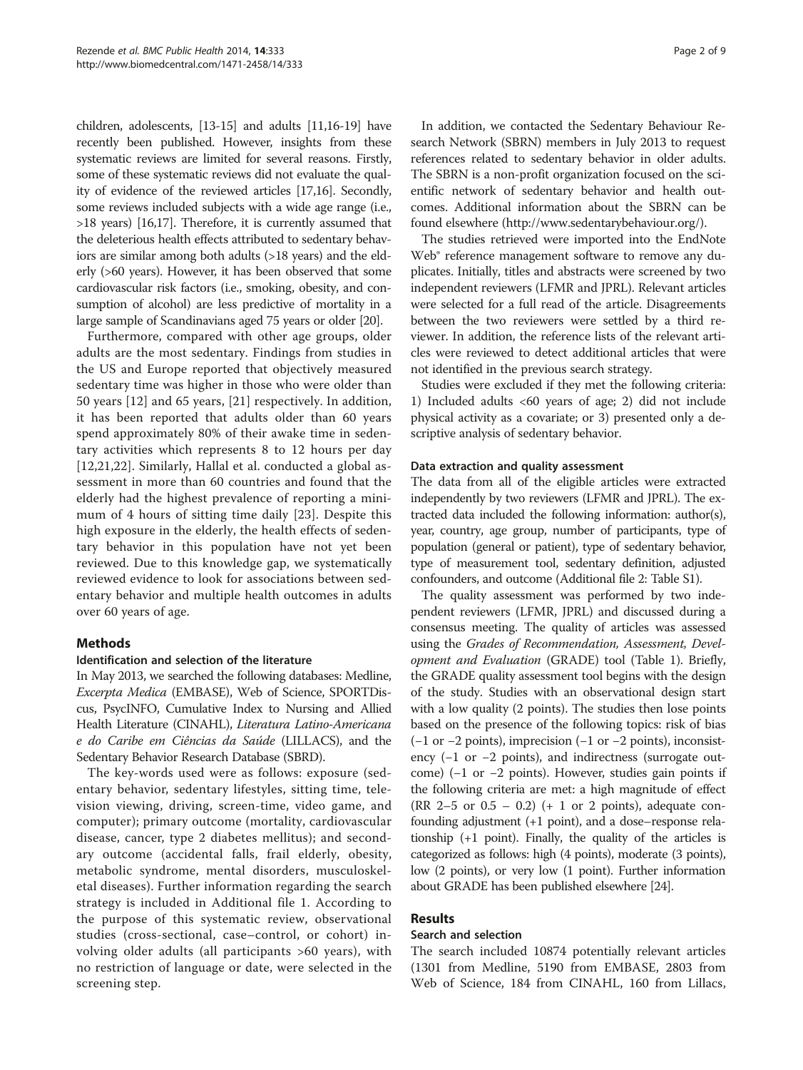children, adolescents, [13-15] and adults [11,16-19] have recently been published. However, insights from these systematic reviews are limited for several reasons. Firstly, some of these systematic reviews did not evaluate the quality of evidence of the reviewed articles [17,16]. Secondly, some reviews included subjects with a wide age range (i.e., >18 years) [16,17]. Therefore, it is currently assumed that the deleterious health effects attributed to sedentary behaviors are similar among both adults (>18 years) and the elderly (>60 years). However, it has been observed that some cardiovascular risk factors (i.e., smoking, obesity, and consumption of alcohol) are less predictive of mortality in a large sample of Scandinavians aged 75 years or older [20].

Furthermore, compared with other age groups, older adults are the most sedentary. Findings from studies in the US and Europe reported that objectively measured sedentary time was higher in those who were older than 50 years [12] and 65 years, [21] respectively. In addition, it has been reported that adults older than 60 years spend approximately 80% of their awake time in sedentary activities which represents 8 to 12 hours per day [12,21,22]. Similarly, Hallal et al. conducted a global assessment in more than 60 countries and found that the elderly had the highest prevalence of reporting a minimum of 4 hours of sitting time daily [23]. Despite this high exposure in the elderly, the health effects of sedentary behavior in this population have not yet been reviewed. Due to this knowledge gap, we systematically reviewed evidence to look for associations between sedentary behavior and multiple health outcomes in adults over 60 years of age.

## Methods

### Identification and selection of the literature

In May 2013, we searched the following databases: Medline, *Excerpta Medica* (EMBASE), Web of Science, SPORTDiscus, PsycINFO, Cumulative Index to Nursing and Allied Health Literature (CINAHL), *Literatura Latino-Americana e do Caribe em Ciências da Saúde* (LILLACS), and the Sedentary Behavior Research Database (SBRD).

The key-words used were as follows: exposure (sedentary behavior, sedentary lifestyles, sitting time, television viewing, driving, screen-time, video game, and computer); primary outcome (mortality, cardiovascular disease, cancer, type 2 diabetes mellitus); and secondary outcome (accidental falls, frail elderly, obesity, metabolic syndrome, mental disorders, musculoskeletal diseases). Further information regarding the search strategy is included in Additional file 1. According to the purpose of this systematic review, observational studies (cross-sectional, case–control, or cohort) involving older adults (all participants >60 years), with no restriction of language or date, were selected in the screening step.

In addition, we contacted the Sedentary Behaviour Research Network (SBRN) members in July 2013 to request references related to sedentary behavior in older adults. The SBRN is a non-profit organization focused on the scientific network of sedentary behavior and health outcomes. Additional information about the SBRN can be found elsewhere (http://www.sedentarybehaviour.org/).

The studies retrieved were imported into the EndNote Web® reference management software to remove any duplicates. Initially, titles and abstracts were screened by two independent reviewers (LFMR and JPRL). Relevant articles were selected for a full read of the article. Disagreements between the two reviewers were settled by a third reviewer. In addition, the reference lists of the relevant articles were reviewed to detect additional articles that were not identified in the previous search strategy.

Studies were excluded if they met the following criteria: 1) Included adults <60 years of age; 2) did not include physical activity as a covariate; or 3) presented only a descriptive analysis of sedentary behavior.

### Data extraction and quality assessment

The data from all of the eligible articles were extracted independently by two reviewers (LFMR and JPRL). The extracted data included the following information: author(s), year, country, age group, number of participants, type of population (general or patient), type of sedentary behavior, type of measurement tool, sedentary definition, adjusted confounders, and outcome (Additional file 2: Table S1).

The quality assessment was performed by two independent reviewers (LFMR, JPRL) and discussed during a consensus meeting. The quality of articles was assessed using the *Grades of Recommendation, Assessment, Development and Evaluation* (GRADE) tool (Table 1). Briefly, the GRADE quality assessment tool begins with the design of the study. Studies with an observational design start with a low quality (2 points). The studies then lose points based on the presence of the following topics: risk of bias (−1 or −2 points), imprecision (−1 or −2 points), inconsistency (−1 or −2 points), and indirectness (surrogate outcome) (−1 or −2 points). However, studies gain points if the following criteria are met: a high magnitude of effect (RR 2–5 or 0.5 – 0.2) (+ 1 or 2 points), adequate confounding adjustment (+1 point), and a dose–response relationship (+1 point). Finally, the quality of the articles is categorized as follows: high (4 points), moderate (3 points), low (2 points), or very low (1 point). Further information about GRADE has been published elsewhere [24].

## Results

### Search and selection

The search included 10874 potentially relevant articles (1301 from Medline, 5190 from EMBASE, 2803 from Web of Science, 184 from CINAHL, 160 from Lillacs,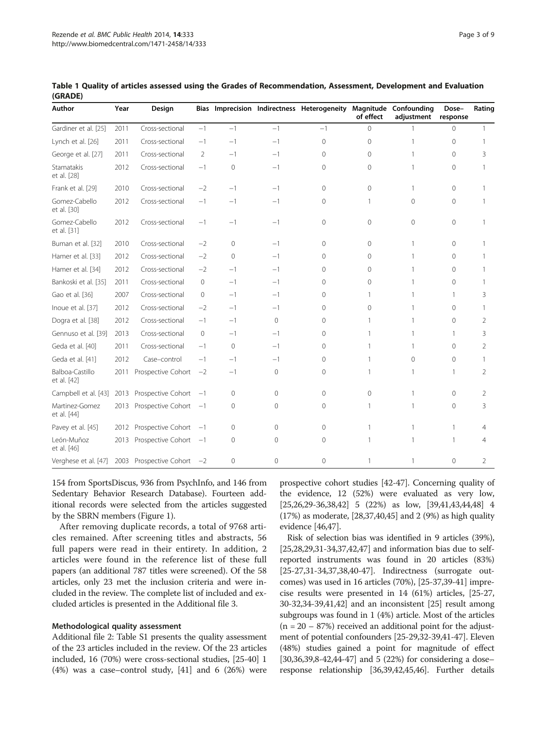**Table 1 Quality of articles assessed using the Grades of Recommendation, Assessment, Development and Evaluation (GRADE)**

| Author | Year | Design | Bias | Imprecision | Indirectness | Heterogeneity | Magnitude of effect | Confounding adjustment | Dose–response | Rating |
|---|---|---|---|---|---|---|---|---|---|---|
| Gardiner et al. [25] | 2011 | Cross-sectional | −1 | −1 | −1 | −1 | 0 | 1 | 0 | 1 |
| Lynch et al. [26] | 2011 | Cross-sectional | −1 | −1 | −1 | 0 | 0 | 1 | 0 | 1 |
| George et al. [27] | 2011 | Cross-sectional | 2 | −1 | −1 | 0 | 0 | 1 | 0 | 3 |
| Stamatakis et al. [28] | 2012 | Cross-sectional | −1 | 0 | −1 | 0 | 0 | 1 | 0 | 1 |
| Frank et al. [29] | 2010 | Cross-sectional | −2 | −1 | −1 | 0 | 0 | 1 | 0 | 1 |
| Gomez-Cabello et al. [30] | 2012 | Cross-sectional | −1 | −1 | −1 | 0 | 1 | 0 | 0 | 1 |
| Gomez-Cabello et al. [31] | 2012 | Cross-sectional | −1 | −1 | −1 | 0 | 0 | 0 | 0 | 1 |
| Buman et al. [32] | 2010 | Cross-sectional | −2 | 0 | −1 | 0 | 0 | 1 | 0 | 1 |
| Hamer et al. [33] | 2012 | Cross-sectional | −2 | 0 | −1 | 0 | 0 | 1 | 0 | 1 |
| Hamer et al. [34] | 2012 | Cross-sectional | −2 | −1 | −1 | 0 | 0 | 1 | 0 | 1 |
| Bankoski et al. [35] | 2011 | Cross-sectional | 0 | −1 | −1 | 0 | 0 | 1 | 0 | 1 |
| Gao et al. [36] | 2007 | Cross-sectional | 0 | −1 | −1 | 0 | 1 | 1 | 1 | 3 |
| Inoue et al. [37] | 2012 | Cross-sectional | −2 | −1 | −1 | 0 | 0 | 1 | 0 | 1 |
| Dogra et al. [38] | 2012 | Cross-sectional | −1 | −1 | 0 | 0 | 1 | 1 | 0 | 2 |
| Gennuso et al. [39] | 2013 | Cross-sectional | 0 | −1 | −1 | 0 | 1 | 1 | 1 | 3 |
| Geda et al. [40] | 2011 | Cross-sectional | −1 | 0 | −1 | 0 | 1 | 1 | 0 | 2 |
| Geda et al. [41] | 2012 | Case–control | −1 | −1 | −1 | 0 | 1 | 0 | 0 | 1 |
| Balboa-Castillo et al. [42] | 2011 | Prospective Cohort | −2 | −1 | 0 | 0 | 1 | 1 | 1 | 2 |
| Campbell et al. [43] | 2013 | Prospective Cohort | −1 | 0 | 0 | 0 | 0 | 1 | 0 | 2 |
| Martinez-Gomez et al. [44] | 2013 | Prospective Cohort | −1 | 0 | 0 | 0 | 1 | 1 | 0 | 3 |
| Pavey et al. [45] | 2012 | Prospective Cohort | −1 | 0 | 0 | 0 | 1 | 1 | 1 | 4 |
| León-Muñoz et al. [46] | 2013 | Prospective Cohort | −1 | 0 | 0 | 0 | 1 | 1 | 1 | 4 |
| Verghese et al. [47] | 2003 | Prospective Cohort | −2 | 0 | 0 | 0 | 1 | 1 | 0 | 2 |

154 from SportsDiscus, 936 from PsychInfo, and 146 from Sedentary Behavior Research Database). Fourteen additional records were selected from the articles suggested by the SBRN members (Figure 1).

After removing duplicate records, a total of 9768 articles remained. After screening titles and abstracts, 56 full papers were read in their entirety. In addition, 2 articles were found in the reference list of these full papers (an additional 787 titles were screened). Of the 58 articles, only 23 met the inclusion criteria and were included in the review. The complete list of included and excluded articles is presented in the Additional file 3.

### Methodological quality assessment

Additional file 2: Table S1 presents the quality assessment of the 23 articles included in the review. Of the 23 articles included, 16 (70%) were cross-sectional studies, [25-40] 1 (4%) was a case–control study, [41] and 6 (26%) were prospective cohort studies [42-47]. Concerning quality of the evidence, 12 (52%) were evaluated as very low, [25,26,29-36,38,42] 5 (22%) as low, [39,41,43,44,48] 4 (17%) as moderate, [28,37,40,45] and 2 (9%) as high quality evidence [46,47].

Risk of selection bias was identified in 9 articles (39%), [25,28,29,31-34,37,42,47] and information bias due to self-reported instruments was found in 20 articles (83%) [25-27,31-34,37,38,40-47]. Indirectness (surrogate outcomes) was used in 16 articles (70%), [25-37,39-41] imprecise results were presented in 14 (61%) articles, [25-27, 30-32,34-39,41,42] and an inconsistent [25] result among subgroups was found in 1 (4%) article. Most of the articles (n = 20 – 87%) received an additional point for the adjustment of potential confounders [25-29,32-39,41-47]. Eleven (48%) studies gained a point for magnitude of effect [30,36,39,8-42,44-47] and 5 (22%) for considering a dose–response relationship [36,39,42,45,46]. Further details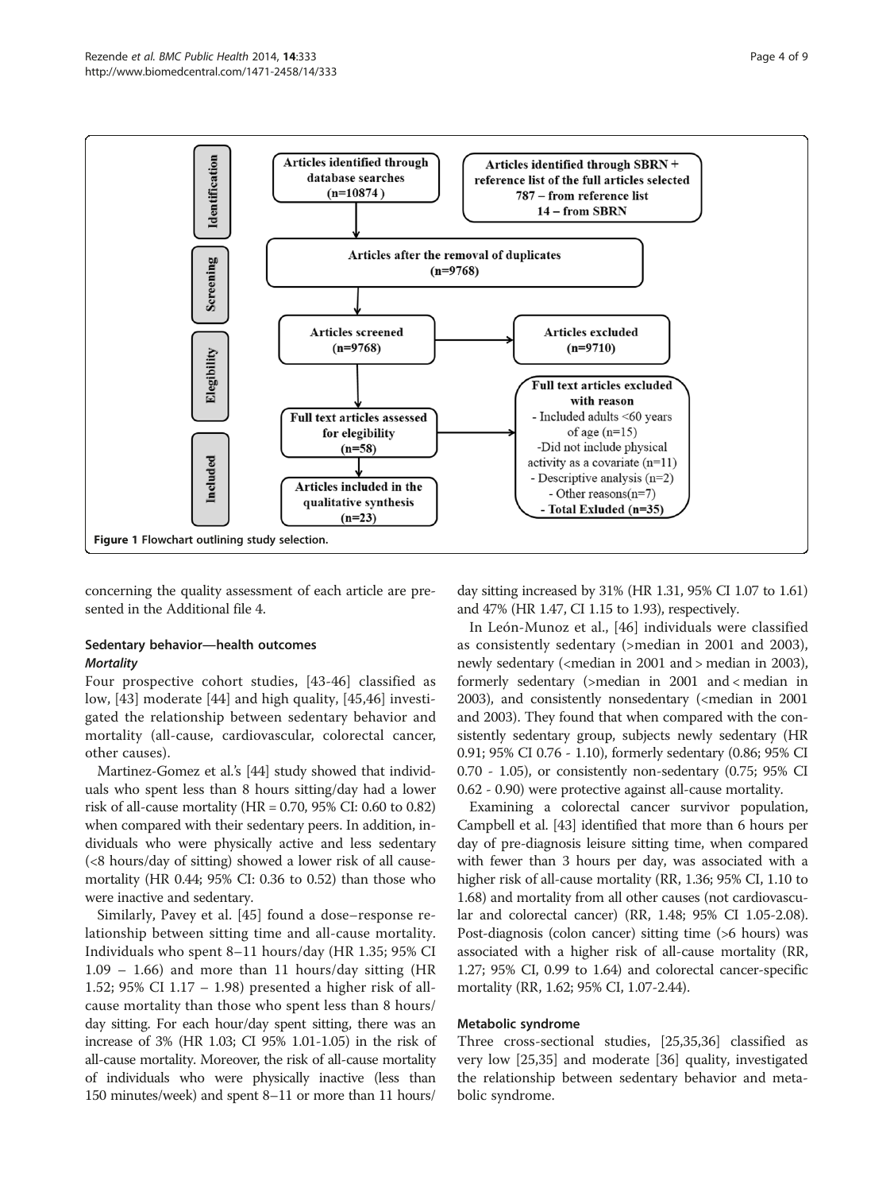Identification

Screening

Elegibility

Included

Articles identified through database searches (n=10874 )

Articles identified through SBRN + reference list of the full articles selected
787 – from reference list
14 – from SBRN

Articles after the removal of duplicates (n=9768)

Articles screened (n=9768)

Articles excluded (n=9710)

Full text articles assessed for elegibility (n=58)

Full text articles excluded with reason
- Included adults <60 years of age (n=15)
-Did not include physical activity as a covariate (n=11)
- Descriptive analysis (n=2)
- Other reasons(n=7)
- Total Exluded (n=35)

Articles included in the qualitative synthesis (n=23)

**Figure 1** Flowchart outlining study selection.

concerning the quality assessment of each article are presented in the Additional file 4.

### Sedentary behavior—health outcomes

#### *Mortality*

Four prospective cohort studies, [43-46] classified as low, [43] moderate [44] and high quality, [45,46] investigated the relationship between sedentary behavior and mortality (all-cause, cardiovascular, colorectal cancer, other causes).

Martinez-Gomez et al.'s [44] study showed that individuals who spent less than 8 hours sitting/day had a lower risk of all-cause mortality (HR = 0.70, 95% CI: 0.60 to 0.82) when compared with their sedentary peers. In addition, individuals who were physically active and less sedentary (<8 hours/day of sitting) showed a lower risk of all cause-mortality (HR 0.44; 95% CI: 0.36 to 0.52) than those who were inactive and sedentary.

Similarly, Pavey et al. [45] found a dose–response relationship between sitting time and all-cause mortality. Individuals who spent 8–11 hours/day (HR 1.35; 95% CI 1.09 – 1.66) and more than 11 hours/day sitting (HR 1.52; 95% CI 1.17 – 1.98) presented a higher risk of all-cause mortality than those who spent less than 8 hours/day sitting. For each hour/day spent sitting, there was an increase of 3% (HR 1.03; CI 95% 1.01-1.05) in the risk of all-cause mortality. Moreover, the risk of all-cause mortality of individuals who were physically inactive (less than 150 minutes/week) and spent 8–11 or more than 11 hours/day sitting increased by 31% (HR 1.31, 95% CI 1.07 to 1.61) and 47% (HR 1.47, CI 1.15 to 1.93), respectively.

In León-Munoz et al., [46] individuals were classified as consistently sedentary (>median in 2001 and 2003), newly sedentary (<median in 2001 and > median in 2003), formerly sedentary (>median in 2001 and < median in 2003), and consistently nonsedentary (<median in 2001 and 2003). They found that when compared with the consistently sedentary group, subjects newly sedentary (HR 0.91; 95% CI 0.76 - 1.10), formerly sedentary (0.86; 95% CI 0.70 - 1.05), or consistently non-sedentary (0.75; 95% CI 0.62 - 0.90) were protective against all-cause mortality.

Examining a colorectal cancer survivor population, Campbell et al. [43] identified that more than 6 hours per day of pre-diagnosis leisure sitting time, when compared with fewer than 3 hours per day, was associated with a higher risk of all-cause mortality (RR, 1.36; 95% CI, 1.10 to 1.68) and mortality from all other causes (not cardiovascular and colorectal cancer) (RR, 1.48; 95% CI 1.05-2.08). Post-diagnosis (colon cancer) sitting time (>6 hours) was associated with a higher risk of all-cause mortality (RR, 1.27; 95% CI, 0.99 to 1.64) and colorectal cancer-specific mortality (RR, 1.62; 95% CI, 1.07-2.44).

#### Metabolic syndrome

Three cross-sectional studies, [25,35,36] classified as very low [25,35] and moderate [36] quality, investigated the relationship between sedentary behavior and metabolic syndrome.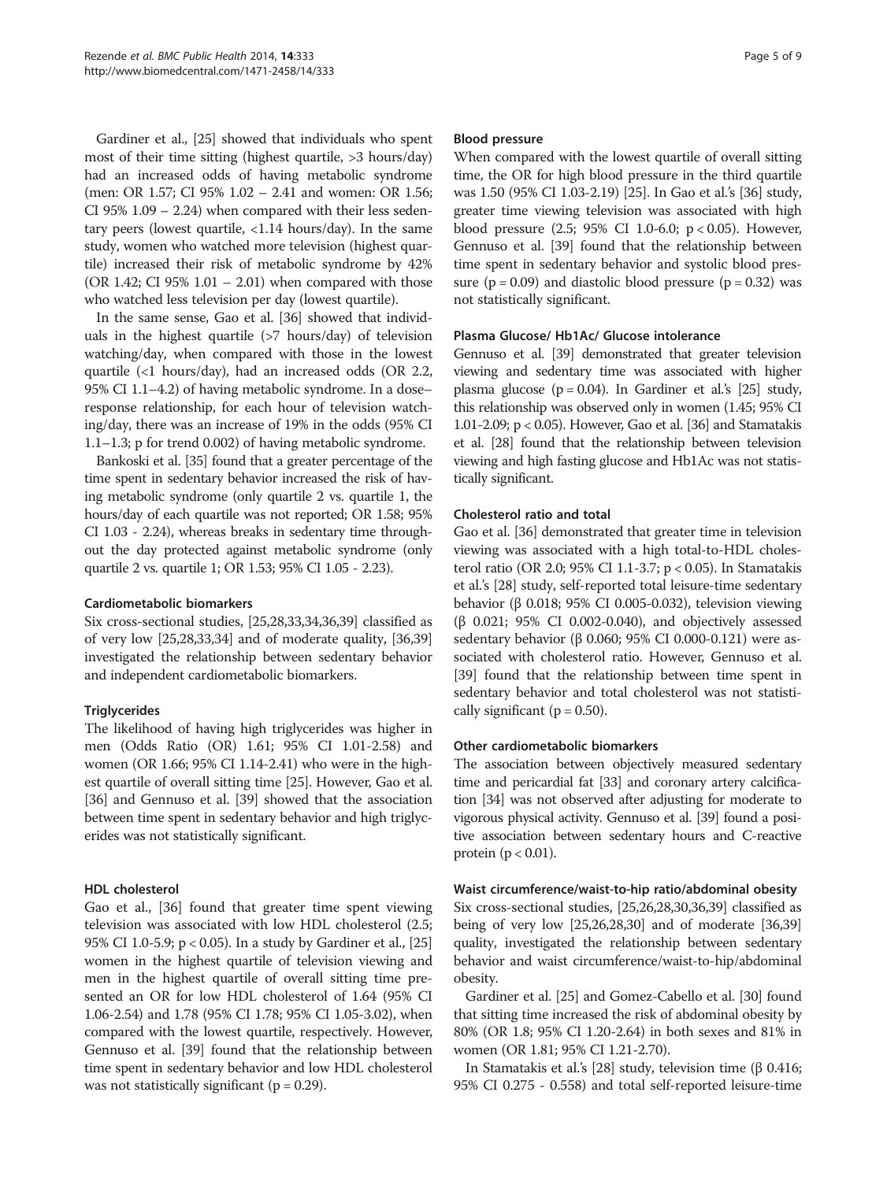Gardiner et al., [25] showed that individuals who spent most of their time sitting (highest quartile, >3 hours/day) had an increased odds of having metabolic syndrome (men: OR 1.57; CI 95% 1.02 – 2.41 and women: OR 1.56; CI 95% 1.09 – 2.24) when compared with their less sedentary peers (lowest quartile, <1.14 hours/day). In the same study, women who watched more television (highest quartile) increased their risk of metabolic syndrome by 42% (OR 1.42; CI 95% 1.01 – 2.01) when compared with those who watched less television per day (lowest quartile).

In the same sense, Gao et al. [36] showed that individuals in the highest quartile (>7 hours/day) of television watching/day, when compared with those in the lowest quartile (<1 hours/day), had an increased odds (OR 2.2, 95% CI 1.1–4.2) of having metabolic syndrome. In a dose–response relationship, for each hour of television watching/day, there was an increase of 19% in the odds (95% CI 1.1–1.3; p for trend 0.002) of having metabolic syndrome.

Bankoski et al. [35] found that a greater percentage of the time spent in sedentary behavior increased the risk of having metabolic syndrome (only quartile 2 vs. quartile 1, the hours/day of each quartile was not reported; OR 1.58; 95% CI 1.03 - 2.24), whereas breaks in sedentary time throughout the day protected against metabolic syndrome (only quartile 2 vs. quartile 1; OR 1.53; 95% CI 1.05 - 2.23).

#### Cardiometabolic biomarkers

Six cross-sectional studies, [25,28,33,34,36,39] classified as of very low [25,28,33,34] and of moderate quality, [36,39] investigated the relationship between sedentary behavior and independent cardiometabolic biomarkers.

#### Triglycerides

The likelihood of having high triglycerides was higher in men (Odds Ratio (OR) 1.61; 95% CI 1.01-2.58) and women (OR 1.66; 95% CI 1.14-2.41) who were in the highest quartile of overall sitting time [25]. However, Gao et al. [36] and Gennuso et al. [39] showed that the association between time spent in sedentary behavior and high triglycerides was not statistically significant.

#### HDL cholesterol

Gao et al., [36] found that greater time spent viewing television was associated with low HDL cholesterol (2.5; 95% CI 1.0-5.9; $p < 0.05$). In a study by Gardiner et al., [25] women in the highest quartile of television viewing and men in the highest quartile of overall sitting time presented an OR for low HDL cholesterol of 1.64 (95% CI 1.06-2.54) and 1.78 (95% CI 1.78; 95% CI 1.05-3.02), when compared with the lowest quartile, respectively. However, Gennuso et al. [39] found that the relationship between time spent in sedentary behavior and low HDL cholesterol was not statistically significant ($p = 0.29$).

#### Blood pressure

When compared with the lowest quartile of overall sitting time, the OR for high blood pressure in the third quartile was 1.50 (95% CI 1.03-2.19) [25]. In Gao et al.'s [36] study, greater time viewing television was associated with high blood pressure (2.5; 95% CI 1.0-6.0; $p < 0.05$). However, Gennuso et al. [39] found that the relationship between time spent in sedentary behavior and systolic blood pressure ($p = 0.09$) and diastolic blood pressure ($p = 0.32$) was not statistically significant.

#### Plasma Glucose/ Hb1Ac/ Glucose intolerance

Gennuso et al. [39] demonstrated that greater television viewing and sedentary time was associated with higher plasma glucose ($p = 0.04$). In Gardiner et al.'s [25] study, this relationship was observed only in women (1.45; 95% CI 1.01-2.09; $p < 0.05$). However, Gao et al. [36] and Stamatakis et al. [28] found that the relationship between television viewing and high fasting glucose and Hb1Ac was not statistically significant.

#### Cholesterol ratio and total

Gao et al. [36] demonstrated that greater time in television viewing was associated with a high total-to-HDL cholesterol ratio (OR 2.0; 95% CI 1.1-3.7; $p < 0.05$). In Stamatakis et al.'s [28] study, self-reported total leisure-time sedentary behavior (β 0.018; 95% CI 0.005-0.032), television viewing (β 0.021; 95% CI 0.002-0.040), and objectively assessed sedentary behavior (β 0.060; 95% CI 0.000-0.121) were associated with cholesterol ratio. However, Gennuso et al. [39] found that the relationship between time spent in sedentary behavior and total cholesterol was not statistically significant ($p = 0.50$).

#### Other cardiometabolic biomarkers

The association between objectively measured sedentary time and pericardial fat [33] and coronary artery calcification [34] was not observed after adjusting for moderate to vigorous physical activity. Gennuso et al. [39] found a positive association between sedentary hours and C-reactive protein ($p < 0.01$).

#### Waist circumference/waist-to-hip ratio/abdominal obesity

Six cross-sectional studies, [25,26,28,30,36,39] classified as being of very low [25,26,28,30] and of moderate [36,39] quality, investigated the relationship between sedentary behavior and waist circumference/waist-to-hip/abdominal obesity.

Gardiner et al. [25] and Gomez-Cabello et al. [30] found that sitting time increased the risk of abdominal obesity by 80% (OR 1.8; 95% CI 1.20-2.64) in both sexes and 81% in women (OR 1.81; 95% CI 1.21-2.70).

In Stamatakis et al.'s [28] study, television time (β 0.416; 95% CI 0.275 - 0.558) and total self-reported leisure-time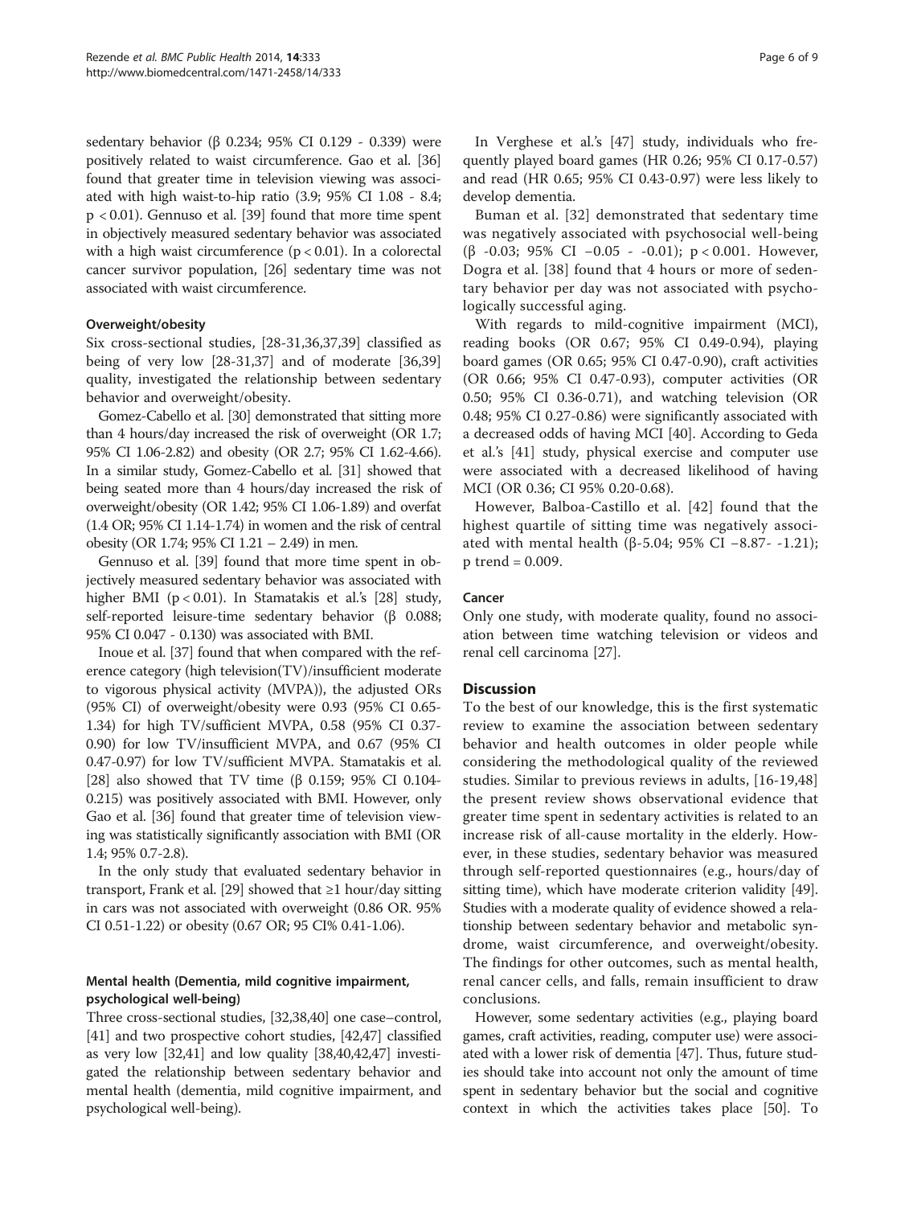sedentary behavior (β 0.234; 95% CI 0.129 - 0.339) were positively related to waist circumference. Gao et al. [36] found that greater time in television viewing was associated with high waist-to-hip ratio (3.9; 95% CI 1.08 - 8.4; $p < 0.01$). Gennuso et al. [39] found that more time spent in objectively measured sedentary behavior was associated with a high waist circumference ($p < 0.01$). In a colorectal cancer survivor population, [26] sedentary time was not associated with waist circumference.

#### Overweight/obesity

Six cross-sectional studies, [28-31,36,37,39] classified as being of very low [28-31,37] and of moderate [36,39] quality, investigated the relationship between sedentary behavior and overweight/obesity.

Gomez-Cabello et al. [30] demonstrated that sitting more than 4 hours/day increased the risk of overweight (OR 1.7; 95% CI 1.06-2.82) and obesity (OR 2.7; 95% CI 1.62-4.66). In a similar study, Gomez-Cabello et al. [31] showed that being seated more than 4 hours/day increased the risk of overweight/obesity (OR 1.42; 95% CI 1.06-1.89) and overfat (1.4 OR; 95% CI 1.14-1.74) in women and the risk of central obesity (OR 1.74; 95% CI 1.21 – 2.49) in men.

Gennuso et al. [39] found that more time spent in objectively measured sedentary behavior was associated with higher BMI ($p < 0.01$). In Stamatakis et al.'s [28] study, self-reported leisure-time sedentary behavior (β 0.088; 95% CI 0.047 - 0.130) was associated with BMI.

Inoue et al. [37] found that when compared with the reference category (high television(TV)/insufficient moderate to vigorous physical activity (MVPA)), the adjusted ORs (95% CI) of overweight/obesity were 0.93 (95% CI 0.65-1.34) for high TV/sufficient MVPA, 0.58 (95% CI 0.37-0.90) for low TV/insufficient MVPA, and 0.67 (95% CI 0.47-0.97) for low TV/sufficient MVPA. Stamatakis et al. [28] also showed that TV time (β 0.159; 95% CI 0.104-0.215) was positively associated with BMI. However, only Gao et al. [36] found that greater time of television viewing was statistically significantly association with BMI (OR 1.4; 95% 0.7-2.8).

In the only study that evaluated sedentary behavior in transport, Frank et al. [29] showed that ≥1 hour/day sitting in cars was not associated with overweight (0.86 OR. 95% CI 0.51-1.22) or obesity (0.67 OR; 95 CI% 0.41-1.06).

#### Mental health (Dementia, mild cognitive impairment, psychological well-being)

Three cross-sectional studies, [32,38,40] one case–control, [41] and two prospective cohort studies, [42,47] classified as very low [32,41] and low quality [38,40,42,47] investigated the relationship between sedentary behavior and mental health (dementia, mild cognitive impairment, and psychological well-being).

In Verghese et al.'s [47] study, individuals who frequently played board games (HR 0.26; 95% CI 0.17-0.57) and read (HR 0.65; 95% CI 0.43-0.97) were less likely to develop dementia.

Buman et al. [32] demonstrated that sedentary time was negatively associated with psychosocial well-being (β -0.03; 95% CI −0.05 - -0.01); $p < 0.001$. However, Dogra et al. [38] found that 4 hours or more of sedentary behavior per day was not associated with psychologically successful aging.

With regards to mild-cognitive impairment (MCI), reading books (OR 0.67; 95% CI 0.49-0.94), playing board games (OR 0.65; 95% CI 0.47-0.90), craft activities (OR 0.66; 95% CI 0.47-0.93), computer activities (OR 0.50; 95% CI 0.36-0.71), and watching television (OR 0.48; 95% CI 0.27-0.86) were significantly associated with a decreased odds of having MCI [40]. According to Geda et al.'s [41] study, physical exercise and computer use were associated with a decreased likelihood of having MCI (OR 0.36; CI 95% 0.20-0.68).

However, Balboa-Castillo et al. [42] found that the highest quartile of sitting time was negatively associated with mental health (β-5.04; 95% CI −8.87- -1.21); p trend = 0.009.

#### Cancer

Only one study, with moderate quality, found no association between time watching television or videos and renal cell carcinoma [27].

## Discussion

To the best of our knowledge, this is the first systematic review to examine the association between sedentary behavior and health outcomes in older people while considering the methodological quality of the reviewed studies. Similar to previous reviews in adults, [16-19,48] the present review shows observational evidence that greater time spent in sedentary activities is related to an increase risk of all-cause mortality in the elderly. However, in these studies, sedentary behavior was measured through self-reported questionnaires (e.g., hours/day of sitting time), which have moderate criterion validity [49]. Studies with a moderate quality of evidence showed a relationship between sedentary behavior and metabolic syndrome, waist circumference, and overweight/obesity. The findings for other outcomes, such as mental health, renal cancer cells, and falls, remain insufficient to draw conclusions.

However, some sedentary activities (e.g., playing board games, craft activities, reading, computer use) were associated with a lower risk of dementia [47]. Thus, future studies should take into account not only the amount of time spent in sedentary behavior but the social and cognitive context in which the activities takes place [50]. To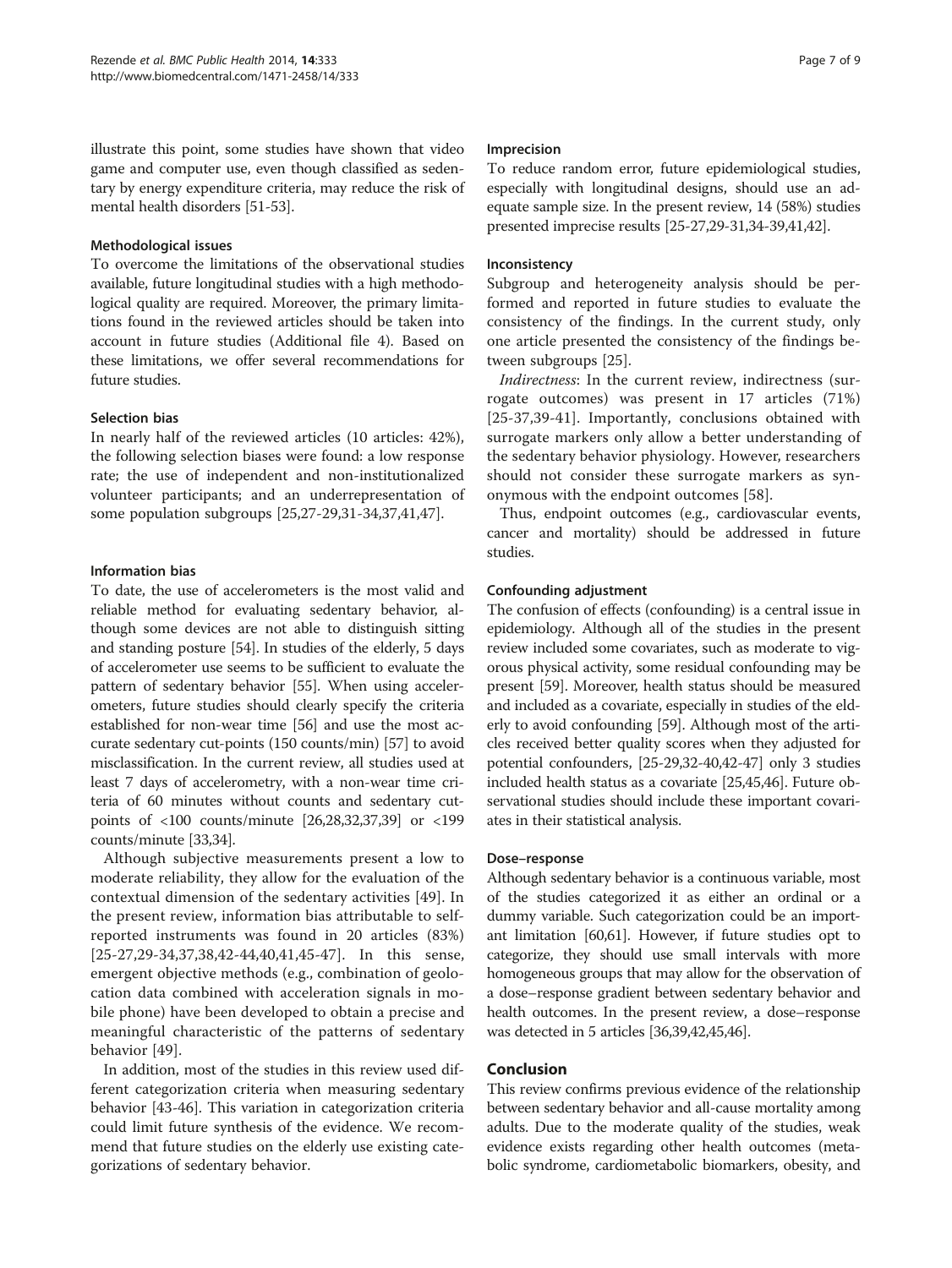illustrate this point, some studies have shown that video game and computer use, even though classified as sedentary by energy expenditure criteria, may reduce the risk of mental health disorders [51-53].

### Methodological issues

To overcome the limitations of the observational studies available, future longitudinal studies with a high methodological quality are required. Moreover, the primary limitations found in the reviewed articles should be taken into account in future studies (Additional file 4). Based on these limitations, we offer several recommendations for future studies.

### Selection bias

In nearly half of the reviewed articles (10 articles: 42%), the following selection biases were found: a low response rate; the use of independent and non-institutionalized volunteer participants; and an underrepresentation of some population subgroups [25,27-29,31-34,37,41,47].

### Information bias

To date, the use of accelerometers is the most valid and reliable method for evaluating sedentary behavior, although some devices are not able to distinguish sitting and standing posture [54]. In studies of the elderly, 5 days of accelerometer use seems to be sufficient to evaluate the pattern of sedentary behavior [55]. When using accelerometers, future studies should clearly specify the criteria established for non-wear time [56] and use the most accurate sedentary cut-points (150 counts/min) [57] to avoid misclassification. In the current review, all studies used at least 7 days of accelerometry, with a non-wear time criteria of 60 minutes without counts and sedentary cut-points of <100 counts/minute [26,28,32,37,39] or <199 counts/minute [33,34].

Although subjective measurements present a low to moderate reliability, they allow for the evaluation of the contextual dimension of the sedentary activities [49]. In the present review, information bias attributable to self-reported instruments was found in 20 articles (83%) [25-27,29-34,37,38,42-44,40,41,45-47]. In this sense, emergent objective methods (e.g., combination of geolocation data combined with acceleration signals in mobile phone) have been developed to obtain a precise and meaningful characteristic of the patterns of sedentary behavior [49].

In addition, most of the studies in this review used different categorization criteria when measuring sedentary behavior [43-46]. This variation in categorization criteria could limit future synthesis of the evidence. We recommend that future studies on the elderly use existing categorizations of sedentary behavior.

### Imprecision

To reduce random error, future epidemiological studies, especially with longitudinal designs, should use an adequate sample size. In the present review, 14 (58%) studies presented imprecise results [25-27,29-31,34-39,41,42].

### Inconsistency

Subgroup and heterogeneity analysis should be performed and reported in future studies to evaluate the consistency of the findings. In the current study, only one article presented the consistency of the findings between subgroups [25].

*Indirectness*: In the current review, indirectness (surrogate outcomes) was present in 17 articles (71%) [25-37,39-41]. Importantly, conclusions obtained with surrogate markers only allow a better understanding of the sedentary behavior physiology. However, researchers should not consider these surrogate markers as synonymous with the endpoint outcomes [58].

Thus, endpoint outcomes (e.g., cardiovascular events, cancer and mortality) should be addressed in future studies.

### Confounding adjustment

The confusion of effects (confounding) is a central issue in epidemiology. Although all of the studies in the present review included some covariates, such as moderate to vigorous physical activity, some residual confounding may be present [59]. Moreover, health status should be measured and included as a covariate, especially in studies of the elderly to avoid confounding [59]. Although most of the articles received better quality scores when they adjusted for potential confounders, [25-29,32-40,42-47] only 3 studies included health status as a covariate [25,45,46]. Future observational studies should include these important covariates in their statistical analysis.

### Dose–response

Although sedentary behavior is a continuous variable, most of the studies categorized it as either an ordinal or a dummy variable. Such categorization could be an important limitation [60,61]. However, if future studies opt to categorize, they should use small intervals with more homogeneous groups that may allow for the observation of a dose–response gradient between sedentary behavior and health outcomes. In the present review, a dose–response was detected in 5 articles [36,39,42,45,46].

## Conclusion

This review confirms previous evidence of the relationship between sedentary behavior and all-cause mortality among adults. Due to the moderate quality of the studies, weak evidence exists regarding other health outcomes (metabolic syndrome, cardiometabolic biomarkers, obesity, and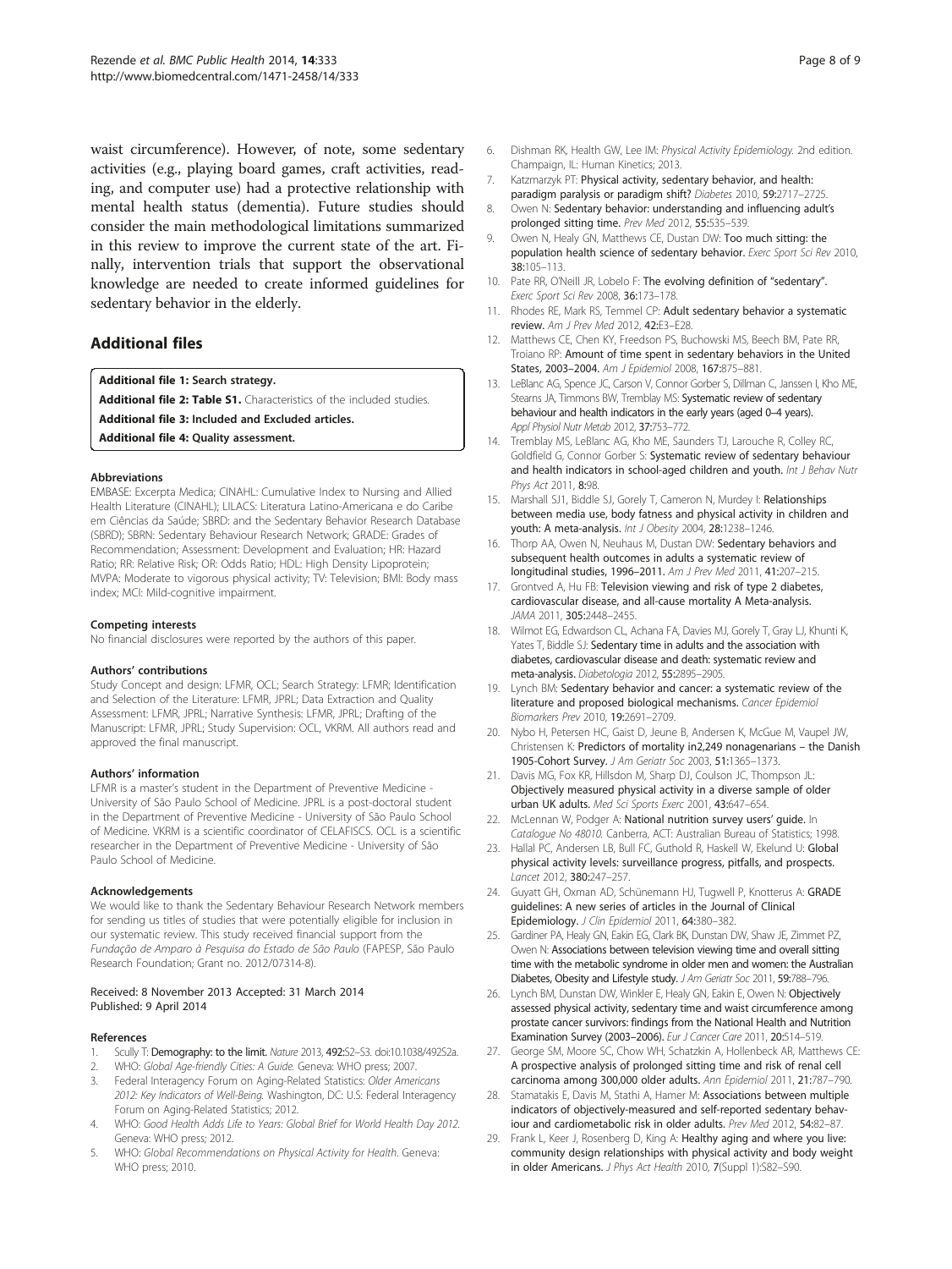waist circumference). However, of note, some sedentary activities (e.g., playing board games, craft activities, reading, and computer use) had a protective relationship with mental health status (dementia). Future studies should consider the main methodological limitations summarized in this review to improve the current state of the art. Finally, intervention trials that support the observational knowledge are needed to create informed guidelines for sedentary behavior in the elderly.

## Additional files

**Additional file 1: Search strategy.**

**Additional file 2: Table S1.** Characteristics of the included studies.

**Additional file 3: Included and Excluded articles.**

**Additional file 4: Quality assessment.**

#### Abbreviations

EMBASE: Excerpta Medica; CINAHL: Cumulative Index to Nursing and Allied Health Literature (CINAHL); LILACS: Literatura Latino-Americana e do Caribe em Ciências da Saúde; SBRD: and the Sedentary Behavior Research Database (SBRD); SBRN: Sedentary Behaviour Research Network; GRADE: Grades of Recommendation; Assessment: Development and Evaluation; HR: Hazard Ratio; RR: Relative Risk; OR: Odds Ratio; HDL: High Density Lipoprotein; MVPA: Moderate to vigorous physical activity; TV: Television; BMI: Body mass index; MCI: Mild-cognitive impairment.

#### Competing interests

No financial disclosures were reported by the authors of this paper.

#### Authors' contributions

Study Concept and design: LFMR, OCL; Search Strategy: LFMR; Identification and Selection of the Literature: LFMR, JPRL; Data Extraction and Quality Assessment: LFMR, JPRL; Narrative Synthesis: LFMR, JPRL; Drafting of the Manuscript: LFMR, JPRL; Study Supervision: OCL, VKRM. All authors read and approved the final manuscript.

#### Authors' information

LFMR is a master's student in the Department of Preventive Medicine - University of São Paulo School of Medicine. JPRL is a post-doctoral student in the Department of Preventive Medicine - University of São Paulo School of Medicine. VKRM is a scientific coordinator of CELAFISCS. OCL is a scientific researcher in the Department of Preventive Medicine - University of São Paulo School of Medicine.

#### Acknowledgements

We would like to thank the Sedentary Behaviour Research Network members for sending us titles of studies that were potentially eligible for inclusion in our systematic review. This study received financial support from the *Fundação de Amparo à Pesquisa do Estado de São Paulo* (FAPESP, São Paulo Research Foundation; Grant no. 2012/07314-8).

Received: 8 November 2013 Accepted: 31 March 2014
Published: 9 April 2014

#### References

1. Scully T: **Demography: to the limit.** *Nature* 2013, **492:**S2–S3. doi:10.1038/492S2a.
2. WHO: *Global Age-friendly Cities: A Guide.* Geneva: WHO press; 2007.
3. Federal Interagency Forum on Aging-Related Statistics: *Older Americans 2012: Key Indicators of Well-Being.* Washington, DC: U.S: Federal Interagency Forum on Aging-Related Statistics; 2012.
4. WHO: *Good Health Adds Life to Years: Global Brief for World Health Day 2012.* Geneva: WHO press; 2012.
5. WHO: *Global Recommendations on Physical Activity for Health.* Geneva: WHO press; 2010.
6. Dishman RK, Health GW, Lee IM: *Physical Activity Epidemiology.* 2nd edition. Champaign, IL: Human Kinetics; 2013.
7. Katzmarzyk PT: **Physical activity, sedentary behavior, and health: paradigm paralysis or paradigm shift?** *Diabetes* 2010, **59:**2717–2725.
8. Owen N: **Sedentary behavior: understanding and influencing adult's prolonged sitting time.** *Prev Med* 2012, **55:**535–539.
9. Owen N, Healy GN, Matthews CE, Dustan DW: **Too much sitting: the population health science of sedentary behavior.** *Exerc Sport Sci Rev* 2010, **38:**105–113.
10. Pate RR, O'Neill JR, Lobelo F: **The evolving definition of "sedentary".** *Exerc Sport Sci Rev* 2008, **36:**173–178.
11. Rhodes RE, Mark RS, Temmel CP: **Adult sedentary behavior a systematic review.** *Am J Prev Med* 2012, **42:**E3–E28.
12. Matthews CE, Chen KY, Freedson PS, Buchowski MS, Beech BM, Pate RR, Troiano RP: **Amount of time spent in sedentary behaviors in the United States, 2003–2004.** *Am J Epidemiol* 2008, **167:**875–881.
13. LeBlanc AG, Spence JC, Carson V, Connor Gorber S, Dillman C, Janssen I, Kho ME, Stearns JA, Timmons BW, Tremblay MS: **Systematic review of sedentary behaviour and health indicators in the early years (aged 0–4 years).** *Appl Physiol Nutr Metab* 2012, **37:**753–772.
14. Tremblay MS, LeBlanc AG, Kho ME, Saunders TJ, Larouche R, Colley RC, Goldfield G, Connor Gorber S: **Systematic review of sedentary behaviour and health indicators in school-aged children and youth.** *Int J Behav Nutr Phys Act* 2011, **8:**98.
15. Marshall SJ1, Biddle SJ, Gorely T, Cameron N, Murdey I: **Relationships between media use, body fatness and physical activity in children and youth: A meta-analysis.** *Int J Obesity* 2004, **28:**1238–1246.
16. Thorp AA, Owen N, Neuhaus M, Dustan DW: **Sedentary behaviors and subsequent health outcomes in adults a systematic review of longitudinal studies, 1996–2011.** *Am J Prev Med* 2011, **41:**207–215.
17. Grontved A, Hu FB: **Television viewing and risk of type 2 diabetes, cardiovascular disease, and all-cause mortality A Meta-analysis.** *JAMA* 2011, **305:**2448–2455.
18. Wilmot EG, Edwardson CL, Achana FA, Davies MJ, Gorely T, Gray LJ, Khunti K, Yates T, Biddle SJ: **Sedentary time in adults and the association with diabetes, cardiovascular disease and death: systematic review and meta-analysis.** *Diabetologia* 2012, **55:**2895–2905.
19. Lynch BM: **Sedentary behavior and cancer: a systematic review of the literature and proposed biological mechanisms.** *Cancer Epidemiol Biomarkers Prev* 2010, **19:**2691–2709.
20. Nybo H, Petersen HC, Gaist D, Jeune B, Andersen K, McGue M, Vaupel JW, Christensen K: **Predictors of mortality in2,249 nonagenarians – the Danish 1905-Cohort Survey.** *J Am Geriatr Soc* 2003, **51:**1365–1373.
21. Davis MG, Fox KR, Hillsdon M, Sharp DJ, Coulson JC, Thompson JL: **Objectively measured physical activity in a diverse sample of older urban UK adults.** *Med Sci Sports Exerc* 2001, **43:**647–654.
22. McLennan W, Podger A: **National nutrition survey users' guide.** In *Catalogue No 48010.* Canberra, ACT: Australian Bureau of Statistics; 1998.
23. Hallal PC, Andersen LB, Bull FC, Guthold R, Haskell W, Ekelund U: **Global physical activity levels: surveillance progress, pitfalls, and prospects.** *Lancet* 2012, **380:**247–257.
24. Guyatt GH, Oxman AD, Schünemann HJ, Tugwell P, Knotterus A: **GRADE guidelines: A new series of articles in the Journal of Clinical Epidemiology.** *J Clin Epidemiol* 2011, **64:**380–382.
25. Gardiner PA, Healy GN, Eakin EG, Clark BK, Dunstan DW, Shaw JE, Zimmet PZ, Owen N: **Associations between television viewing time and overall sitting time with the metabolic syndrome in older men and women: the Australian Diabetes, Obesity and Lifestyle study.** *J Am Geriatr Soc* 2011, **59:**788–796.
26. Lynch BM, Dunstan DW, Winkler E, Healy GN, Eakin E, Owen N: **Objectively assessed physical activity, sedentary time and waist circumference among prostate cancer survivors: findings from the National Health and Nutrition Examination Survey (2003–2006).** *Eur J Cancer Care* 2011, **20:**514–519.
27. George SM, Moore SC, Chow WH, Schatzkin A, Hollenbeck AR, Matthews CE: **A prospective analysis of prolonged sitting time and risk of renal cell carcinoma among 300,000 older adults.** *Ann Epidemiol* 2011, **21:**787–790.
28. Stamatakis E, Davis M, Stathi A, Hamer M: **Associations between multiple indicators of objectively-measured and self-reported sedentary behaviour and cardiometabolic risk in older adults.** *Prev Med* 2012, **54:**82–87.
29. Frank L, Keer J, Rosenberg D, King A: **Healthy aging and where you live: community design relationships with physical activity and body weight in older Americans.** *J Phys Act Health* 2010, **7**(Suppl 1):S82–S90.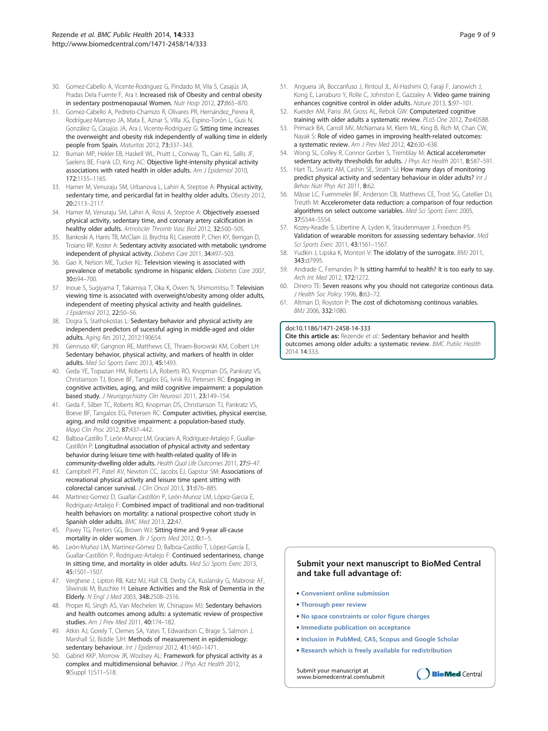30. Gomez-Cabello A, Vicente-Rodriguez G, Pindado M, Vila S, Casajús JA, Pradas Dela Fuente F, Ara I: **Increased risk of Obesity and central obesity in sedentary postmenopausal Women.** *Nutr Hosp* 2012, **27:**865–870.
31. Gomez-Cabello A, Pedreto-Chamizo R, Olivares PR, Hernández_Perera R, Rodríguez-Marroyo JA, Mata E, Aznar S, Villa JG, Espino-Torón L, Gusi N, González G, Casajús JA, Ara I, Vicente-Rodríguez G: **Sitting time increases the overweight and obesity risk independently of walking time in elderly people from Spain.** *Maturitas* 2012, **73:**337–343.
32. Buman MP, Hekler EB, Haskell WL, Pruitt L, Conway TL, Cain KL, Sallis JF, Saelens BE, Frank LD, King AC: **Objective light-intensity physical activity associations with rated health in older adults.** *Am J Epidemiol* 2010, **172:**1155–1165.
33. Hamer M, Venuraju SM, Urbanova L, Lahiri A, Steptoe A: **Physical activity, sedentary time, and pericardial fat in healthy older adults.** *Obesity* 2012, **20:**2113–2117.
34. Hamer M, Venuraju SM, Lahiri A, Rossi A, Steptoe A: **Objectively assessed physical activity, sedentary time, and coronary artery calcification in healthy older adults.** *Artriolscler Thromb Vasc Biol* 2012, **32:**500–505.
35. Bankoski A, Harris TB, McClain JJ, Brychta RJ, Caserotti P, Chen KY, Berrigan D, Troiano RP, Koster A: **Sedentary activity associated with metabolic syndrome independent of physical activity.** *Diabetes Care* 2011, **34:**497–503.
36. Gao X, Nelson ME, Tucker KL: **Television viewing is associated with prevalence of metabolic syndrome in hispanic elders.** *Diabetes Care* 2007, **30:**694–700.
37. Inoue S, Sugiyama T, Takamiya T, Oka K, Owen N, Shimomitsu T: **Television viewing time is associated with overweight/obesity among older adults, independent of meeting physical activity and health guidelines.** *J Epidemiol* 2012, **22:**50–56.
38. Dogra S, Stathokostas L: **Sedentary behavior and physical activity are independent predictors of successful aging in middle-aged and older adults.** *Aging Res* 2012, 2012:190654.
39. Gennuso KP, Gangnon RE, Matthews CE, Thraen-Borowski KM, Colbert LH: **Sedentary behavior, physical activity, and markers of health in older adults.** *Med Sci Sports Exerc* 2013, **45:**1493.
40. Geda YE, Topazian HM, Roberts LA, Roberts RO, Knopman DS, Pankratz VS, Christianson TJ, Boeve BF, Tangalos EG, Ivnik RJ, Petersen RC: **Engaging in cognitive activities, aging, and mild cognitive impairment: a population based study.** *J Neuropsychiatry Clin Neurosci* 2011, **23:**149–154.
41. Geda F, Silber TC, Roberts RO, Knopman DS, Christianson TJ, Pankratz VS, Boeve BF, Tangalos EG, Petersen RC: **Computer activities, physical exercise, aging, and mild cognitive impairment: a population-based study.** *Mayo Clin Proc* 2012, **87:**437–442.
42. Balboa-Castillo T, León-Munoz LM, Graciani A, Rodríguez-Artalejo F, Guallar-Castillón P: **Longitudinal association of physical activity and sedentary behavior during leisure time with health-related quality of life in community-dwelling older adults.** *Health Qual Life Outcomes* 2011, **27:**9–47.
43. Campbell PT, Patel AV, Newton CC, Jacobs EJ, Gapstur SM: **Associations of recreational physical activity and leisure time spent sitting with colorectal cancer survival.** *J Clin Oncol* 2013, **31:**876–885.
44. Martinez-Gomez D, Guallar-Castillón P, León-Munoz LM, López-Garcia E, Rodríguez-Artalejo F: **Combined impact of traditional and non-traditional health behaviors on mortality: a national prospective cohort study in Spanish older adults.** *BMC Med* 2013, **22:**47.
45. Pavey TG, Peeters GG, Brown WJ: **Sitting-time and 9-year all-cause mortality in older women.** *Br J Sports Med* 2012, **0:**1–5.
46. León-Muñoz LM, Martínez-Gómez D, Balboa-Castillo T, López-García E, Guallar-Castillón P, Rodríguez-Artalejo F: **Continued sedentariness, change in sitting time, and mortality in older adults.** *Med Sci Sports Exerc* 2013, **45:**1501–1507.
47. Verghese J, Lipton RB, Katz MJ, Hall CB, Derby CA, Kuslansky G, Mabrose AF, Sliwinski M, Buschke H: **Leisure Activities and the Risk of Dementia in the Elderly.** *N Engl J Med* 2003, **348:**2508–2516.
48. Proper KI, Singh AS, Van Mechelen W, Chinapaw MJ: **Sedentary behaviors and health outcomes among adults: a systematic review of prospective studies.** *Am J Prev Med* 2011, **40:**174–182.
49. Atkin AJ, Gorely T, Clemes SA, Yates T, Edwardson C, Brage S, Salmon J, Marshall SJ, Biddle SJH: **Methods of measurement in epidemiology: sedentary behaviour.** *Int J Epidemiol* 2012, **41:**1460–1471.
50. Gabriel KKP, Morrow JR, Woolsey AL: **Framework for physical activity as a complex and multidimensional behavior.** *J Phys Act Health* 2012, **9**(Suppl 1):S11–S18.
51. Anguera JA, Boccanfuso J, Rintoul JL, Al-Hashimi O, Faraji F, Janowich J, Kong E, Larraburo Y, Rolle C, Johnston E, Gazzaley A: **Video game training enhances cognitive control in older adults.** *Nature* 2013, **5:**97–101.
52. Kueider AM, Parisi JM, Gross AL, Rebok GW: **Computerized cognitive training with older adults a systematic review.** *PLoS One* 2012, **7:**e40588.
53. Primack BA, Carroll MV, McNamara M, Klem ML, King B, Rich M, Chan CW, Nayak S: **Role of video games in improving health-related outcomes: a systematic review.** *Am J Prev Med* 2012, **42:**630–638.
54. Wong SL, Colley R, Connor Gorber S, Tremblay M: **Actical accelerometer sedentary activity thresholds for adults.** *J Phys Act Health* 2011, **8:**587–591.
55. Hart TL, Swartz AM, Cashin SE, Strath SJ: **How many days of monitoring predict physical activity and sedentary behaviour in older adults?** *Int J Behav Nutr Phys Act* 2011, **8:**62.
56. Mâsse LC, Fuemmeler BF, Anderson CB, Matthews CE, Trost SG, Catellier DJ, Treuth M: **Accelerometer data reduction: a comparison of four reduction algorithms on select outcome variables.** *Med Sci Sports Exerc* 2005, **37:**S544–S554.
57. Kozey-Keadle S, Libertine A, Lyden K, Staudenmayer J, Freedson PS: **Validation of wearable monitors for assessing sedentary behavior.** *Med Sci Sports Exerc* 2011, **43:**1561–1567.
58. Yudkin J, Lipska K, Montori V: **The idolatry of the surrogate.** *BMJ* 2011, **343:**d7995.
59. Andrade C, Fernandes P: **Is sitting harmful to health? It is too early to say.** *Arch Int Med* 2012, **172:**1272.
60. Dinero TE: **Seven reasons why you should not categorize continous data.** *J Health Soc Policy* 1996, **8:**63–72.
61. Altman D, Royston P: **The cost of dichotomisng continous variables.** *BMJ* 2006, **332:**1080.

doi:10.1186/1471-2458-14-333

**Cite this article as:** Rezende *et al.*: Sedentary behavior and health outcomes among older adults: a systematic review. *BMC Public Health* 2014 **14**:333.

**Submit your next manuscript to BioMed Central and take full advantage of:**

- **Convenient online submission**
- **Thorough peer review**
- **No space constraints or color figure charges**
- **Immediate publication on acceptance**
- **Inclusion in PubMed, CAS, Scopus and Google Scholar**
- **Research which is freely available for redistribution**

Submit your manuscript at www.biomedcentral.com/submit

BioMed Central